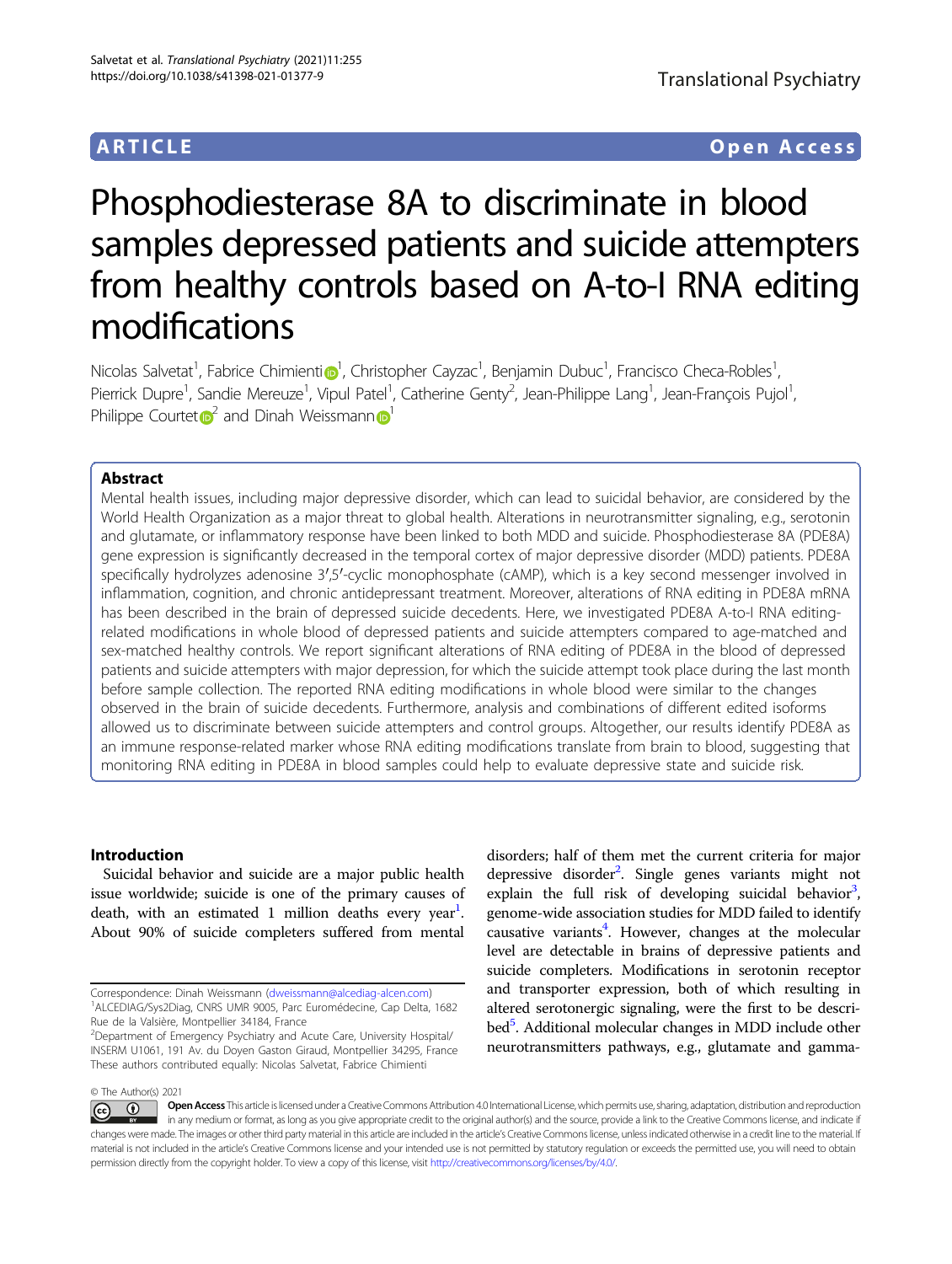ARTICLE Open Access

# Phosphodiesterase 8A to discriminate in blood samples depressed patients and suicide attempters from healthy controls based on A-to-I RNA editing modifications

Nicolas Salvetat[1], Fabrice Chimienti[1], Christopher Cayzac[1], Benjamin Dubuc[1], Francisco Checa-Robles[1], Pierrick Dupre[1], Sandie Mereuze[1], Vipul Patel[1], Catherine Genty[2], Jean-Philippe Lang[1], Jean-François Pujol[1], Philippe Courtet[2] and Dinah Weissmann[1]

## Abstract

Mental health issues, including major depressive disorder, which can lead to suicidal behavior, are considered by the World Health Organization as a major threat to global health. Alterations in neurotransmitter signaling, e.g., serotonin and glutamate, or inflammatory response have been linked to both MDD and suicide. Phosphodiesterase 8A (PDE8A) gene expression is significantly decreased in the temporal cortex of major depressive disorder (MDD) patients. PDE8A specifically hydrolyzes adenosine 3′,5′-cyclic monophosphate (cAMP), which is a key second messenger involved in inflammation, cognition, and chronic antidepressant treatment. Moreover, alterations of RNA editing in PDE8A mRNA has been described in the brain of depressed suicide decedents. Here, we investigated PDE8A A-to-I RNA editing-related modifications in whole blood of depressed patients and suicide attempters compared to age-matched and sex-matched healthy controls. We report significant alterations of RNA editing of PDE8A in the blood of depressed patients and suicide attempters with major depression, for which the suicide attempt took place during the last month before sample collection. The reported RNA editing modifications in whole blood were similar to the changes observed in the brain of suicide decedents. Furthermore, analysis and combinations of different edited isoforms allowed us to discriminate between suicide attempters and control groups. Altogether, our results identify PDE8A as an immune response-related marker whose RNA editing modifications translate from brain to blood, suggesting that monitoring RNA editing in PDE8A in blood samples could help to evaluate depressive state and suicide risk.

## Introduction

Suicidal behavior and suicide are a major public health issue worldwide; suicide is one of the primary causes of death, with an estimated 1 million deaths every year[1]. About 90% of suicide completers suffered from mental disorders; half of them met the current criteria for major depressive disorder[2]. Single genes variants might not explain the full risk of developing suicidal behavior[3], genome-wide association studies for MDD failed to identify causative variants[4]. However, changes at the molecular level are detectable in brains of depressive patients and suicide completers. Modifications in serotonin receptor and transporter expression, both of which resulting in altered serotonergic signaling, were the first to be described[5]. Additional molecular changes in MDD include other neurotransmitters pathways, e.g., glutamate and gamma-

Correspondence: Dinah Weissmann (dweissmann@alcediag-alcen.com)
[1]ALCEDIAG/Sys2Diag, CNRS UMR 9005, Parc Euromédecine, Cap Delta, 1682 Rue de la Valsière, Montpellier 34184, France
[2]Department of Emergency Psychiatry and Acute Care, University Hospital/INSERM U1061, 191 Av. du Doyen Gaston Giraud, Montpellier 34295, France
These authors contributed equally: Nicolas Salvetat, Fabrice Chimienti

© The Author(s) 2021

Open Access This article is licensed under a Creative Commons Attribution 4.0 International License, which permits use, sharing, adaptation, distribution and reproduction in any medium or format, as long as you give appropriate credit to the original author(s) and the source, provide a link to the Creative Commons license, and indicate if changes were made. The images or other third party material in this article are included in the article's Creative Commons license, unless indicated otherwise in a credit line to the material. If material is not included in the article's Creative Commons license and your intended use is not permitted by statutory regulation or exceeds the permitted use, you will need to obtain permission directly from the copyright holder. To view a copy of this license, visit http://creativecommons.org/licenses/by/4.0/.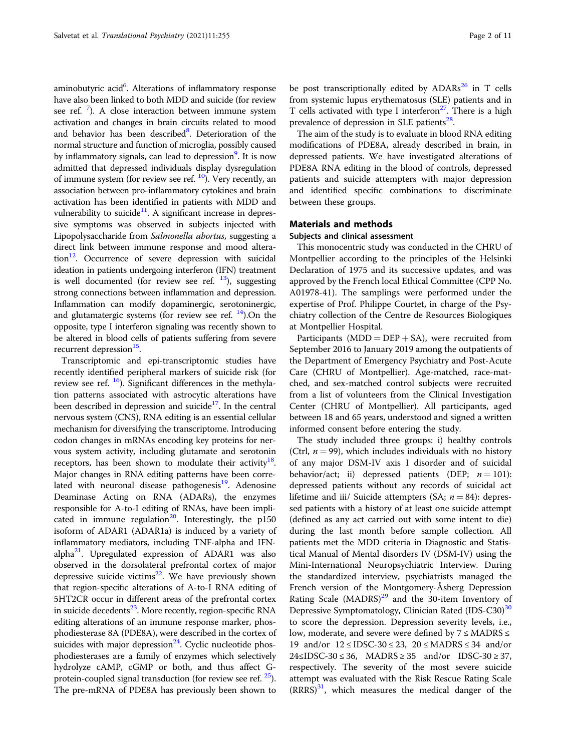aminobutyric acid[6]. Alterations of inflammatory response have also been linked to both MDD and suicide (for review see ref. [7]). A close interaction between immune system activation and changes in brain circuits related to mood and behavior has been described[8]. Deterioration of the normal structure and function of microglia, possibly caused by inflammatory signals, can lead to depression[9]. It is now admitted that depressed individuals display dysregulation of immune system (for review see ref. [10]). Very recently, an association between pro-inflammatory cytokines and brain activation has been identified in patients with MDD and vulnerability to suicide[11]. A significant increase in depressive symptoms was observed in subjects injected with Lipopolysaccharide from *Salmonella abortus*, suggesting a direct link between immune response and mood alteration[12]. Occurrence of severe depression with suicidal ideation in patients undergoing interferon (IFN) treatment is well documented (for review see ref. [13]), suggesting strong connections between inflammation and depression. Inflammation can modify dopaminergic, serotoninergic, and glutamatergic systems (for review see ref. [14]).On the opposite, type I interferon signaling was recently shown to be altered in blood cells of patients suffering from severe recurrent depression[15].

Transcriptomic and epi-transcriptomic studies have recently identified peripheral markers of suicide risk (for review see ref. [16]). Significant differences in the methylation patterns associated with astrocytic alterations have been described in depression and suicide[17]. In the central nervous system (CNS), RNA editing is an essential cellular mechanism for diversifying the transcriptome. Introducing codon changes in mRNAs encoding key proteins for nervous system activity, including glutamate and serotonin receptors, has been shown to modulate their activity[18]. Major changes in RNA editing patterns have been correlated with neuronal disease pathogenesis[19]. Adenosine Deaminase Acting on RNA (ADARs), the enzymes responsible for A-to-I editing of RNAs, have been implicated in immune regulation[20]. Interestingly, the p150 isoform of ADAR1 (ADAR1a) is induced by a variety of inflammatory mediators, including TNF-alpha and IFN-alpha[21]. Upregulated expression of ADAR1 was also observed in the dorsolateral prefrontal cortex of major depressive suicide victims[22]. We have previously shown that region-specific alterations of A-to-I RNA editing of 5HT2CR occur in different areas of the prefrontal cortex in suicide decedents[23]. More recently, region-specific RNA editing alterations of an immune response marker, phosphodiesterase 8A (PDE8A), were described in the cortex of suicides with major depression[24]. Cyclic nucleotide phosphodiesterases are a family of enzymes which selectively hydrolyze cAMP, cGMP or both, and thus affect G-protein-coupled signal transduction (for review see ref. [25]). The pre-mRNA of PDE8A has previously been shown to be post transcriptionally edited by ADARs[26] in T cells from systemic lupus erythematosus (SLE) patients and in T cells activated with type I interferon[27]. There is a high prevalence of depression in SLE patients[28].

The aim of the study is to evaluate in blood RNA editing modifications of PDE8A, already described in brain, in depressed patients. We have investigated alterations of PDE8A RNA editing in the blood of controls, depressed patients and suicide attempters with major depression and identified specific combinations to discriminate between these groups.

## Materials and methods

### Subjects and clinical assessment

This monocentric study was conducted in the CHRU of Montpellier according to the principles of the Helsinki Declaration of 1975 and its successive updates, and was approved by the French local Ethical Committee (CPP No. A01978-41). The samplings were performed under the expertise of Prof. Philippe Courtet, in charge of the Psychiatry collection of the Centre de Resources Biologiques at Montpellier Hospital.

Participants (MDD = DEP + SA), were recruited from September 2016 to January 2019 among the outpatients of the Department of Emergency Psychiatry and Post-Acute Care (CHRU of Montpellier). Age-matched, race-matched, and sex-matched control subjects were recruited from a list of volunteers from the Clinical Investigation Center (CHRU of Montpellier). All participants, aged between 18 and 65 years, understood and signed a written informed consent before entering the study.

The study included three groups: i) healthy controls (Ctrl, $n = 99$), which includes individuals with no history of any major DSM-IV axis I disorder and of suicidal behavior/act; ii) depressed patients (DEP; $n = 101$): depressed patients without any records of suicidal act lifetime and iii/ Suicide attempters (SA; $n = 84$): depressed patients with a history of at least one suicide attempt (defined as any act carried out with some intent to die) during the last month before sample collection. All patients met the MDD criteria in Diagnostic and Statistical Manual of Mental disorders IV (DSM-IV) using the Mini-International Neuropsychiatric Interview. During the standardized interview, psychiatrists managed the French version of the Montgomery-Åsberg Depression Rating Scale (MADRS)[29] and the 30-item Inventory of Depressive Symptomatology, Clinician Rated (IDS-C30)[30] to score the depression. Depression severity levels, i.e., low, moderate, and severe were defined by $7 \leq \text{MADRS} \leq 19$ and/or $12 \leq \text{IDSC-30} \leq 23$, $20 \leq \text{MADRS} \leq 34$ and/or $24 \leq \text{IDSC-30} \leq 36$, $\text{MADRS} \geq 35$ and/or $\text{IDSC-30} \geq 37$, respectively. The severity of the most severe suicide attempt was evaluated with the Risk Rescue Rating Scale (RRRS)[31], which measures the medical danger of the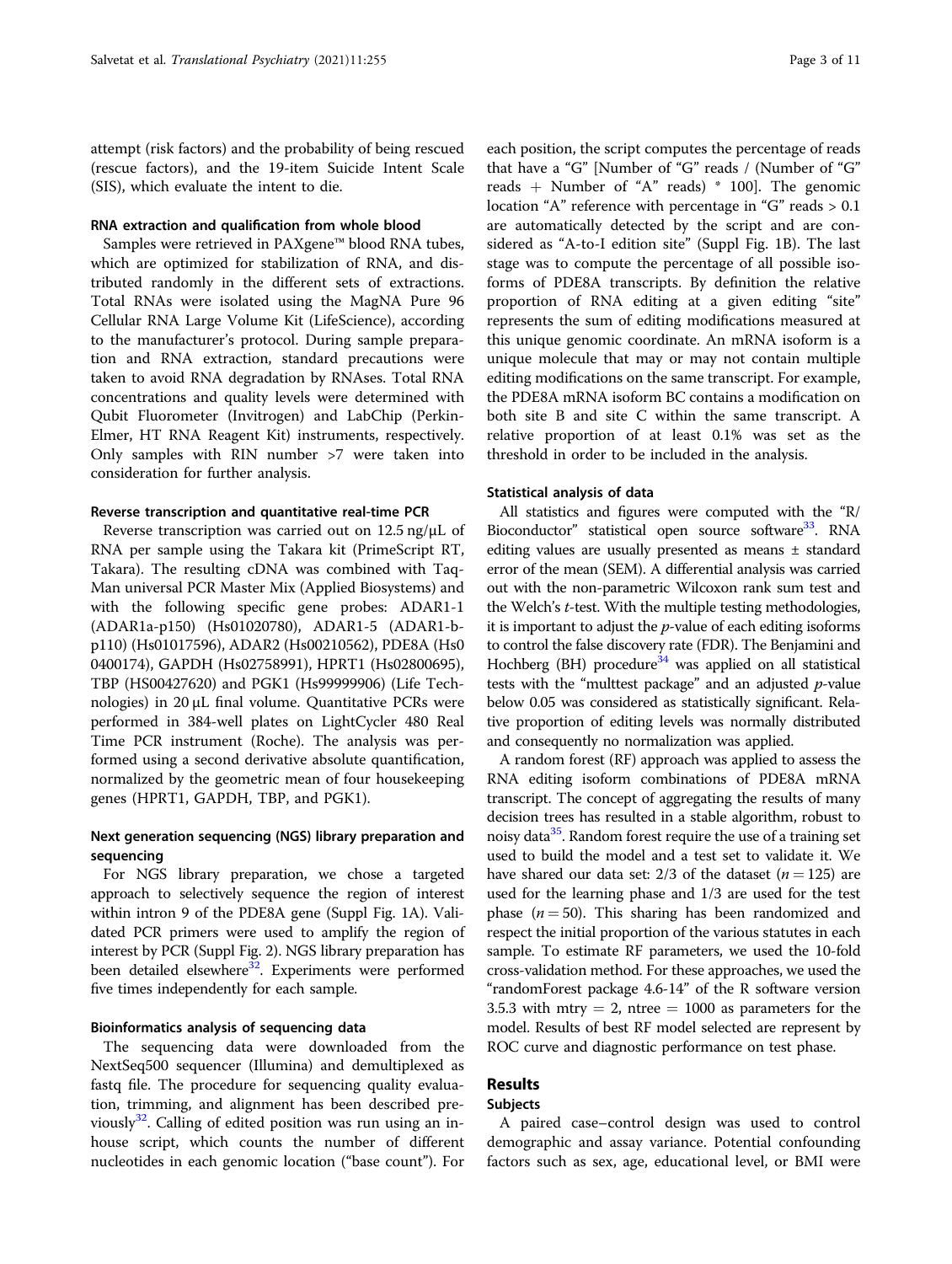attempt (risk factors) and the probability of being rescued (rescue factors), and the 19-item Suicide Intent Scale (SIS), which evaluate the intent to die.

#### RNA extraction and qualification from whole blood

Samples were retrieved in PAXgene™ blood RNA tubes, which are optimized for stabilization of RNA, and distributed randomly in the different sets of extractions. Total RNAs were isolated using the MagNA Pure 96 Cellular RNA Large Volume Kit (LifeScience), according to the manufacturer's protocol. During sample preparation and RNA extraction, standard precautions were taken to avoid RNA degradation by RNAses. Total RNA concentrations and quality levels were determined with Qubit Fluorometer (Invitrogen) and LabChip (Perkin-Elmer, HT RNA Reagent Kit) instruments, respectively. Only samples with RIN number >7 were taken into consideration for further analysis.

#### Reverse transcription and quantitative real-time PCR

Reverse transcription was carried out on 12.5 ng/µL of RNA per sample using the Takara kit (PrimeScript RT, Takara). The resulting cDNA was combined with TaqMan universal PCR Master Mix (Applied Biosystems) and with the following specific gene probes: ADAR1-1 (ADAR1a-p150) (Hs01020780), ADAR1-5 (ADAR1-b-p110) (Hs01017596), ADAR2 (Hs00210562), PDE8A (Hs0 0400174), GAPDH (Hs02758991), HPRT1 (Hs02800695), TBP (HS00427620) and PGK1 (Hs99999906) (Life Technologies) in 20 µL final volume. Quantitative PCRs were performed in 384-well plates on LightCycler 480 Real Time PCR instrument (Roche). The analysis was performed using a second derivative absolute quantification, normalized by the geometric mean of four housekeeping genes (HPRT1, GAPDH, TBP, and PGK1).

#### Next generation sequencing (NGS) library preparation and sequencing

For NGS library preparation, we chose a targeted approach to selectively sequence the region of interest within intron 9 of the PDE8A gene (Suppl Fig. 1A). Validated PCR primers were used to amplify the region of interest by PCR (Suppl Fig. 2). NGS library preparation has been detailed elsewhere[32]. Experiments were performed five times independently for each sample.

#### Bioinformatics analysis of sequencing data

The sequencing data were downloaded from the NextSeq500 sequencer (Illumina) and demultiplexed as fastq file. The procedure for sequencing quality evaluation, trimming, and alignment has been described previously[32]. Calling of edited position was run using an in-house script, which counts the number of different nucleotides in each genomic location ("base count"). For each position, the script computes the percentage of reads that have a "G" [Number of "G" reads / (Number of "G" reads + Number of "A" reads) * 100]. The genomic location "A" reference with percentage in "G" reads > 0.1 are automatically detected by the script and are considered as "A-to-I edition site" (Suppl Fig. 1B). The last stage was to compute the percentage of all possible isoforms of PDE8A transcripts. By definition the relative proportion of RNA editing at a given editing "site" represents the sum of editing modifications measured at this unique genomic coordinate. An mRNA isoform is a unique molecule that may or may not contain multiple editing modifications on the same transcript. For example, the PDE8A mRNA isoform BC contains a modification on both site B and site C within the same transcript. A relative proportion of at least 0.1% was set as the threshold in order to be included in the analysis.

#### Statistical analysis of data

All statistics and figures were computed with the "R/Bioconductor" statistical open source software[33]. RNA editing values are usually presented as means ± standard error of the mean (SEM). A differential analysis was carried out with the non-parametric Wilcoxon rank sum test and the Welch's *t*-test. With the multiple testing methodologies, it is important to adjust the *p*-value of each editing isoforms to control the false discovery rate (FDR). The Benjamini and Hochberg (BH) procedure[34] was applied on all statistical tests with the "multtest package" and an adjusted *p*-value below 0.05 was considered as statistically significant. Relative proportion of editing levels was normally distributed and consequently no normalization was applied.

A random forest (RF) approach was applied to assess the RNA editing isoform combinations of PDE8A mRNA transcript. The concept of aggregating the results of many decision trees has resulted in a stable algorithm, robust to noisy data[35]. Random forest require the use of a training set used to build the model and a test set to validate it. We have shared our data set: 2/3 of the dataset ($n = 125$) are used for the learning phase and 1/3 are used for the test phase ($n = 50$). This sharing has been randomized and respect the initial proportion of the various statutes in each sample. To estimate RF parameters, we used the 10-fold cross-validation method. For these approaches, we used the "randomForest package 4.6-14" of the R software version 3.5.3 with mtry = 2, ntree = 1000 as parameters for the model. Results of best RF model selected are represent by ROC curve and diagnostic performance on test phase.

## Results

### Subjects

A paired case–control design was used to control demographic and assay variance. Potential confounding factors such as sex, age, educational level, or BMI were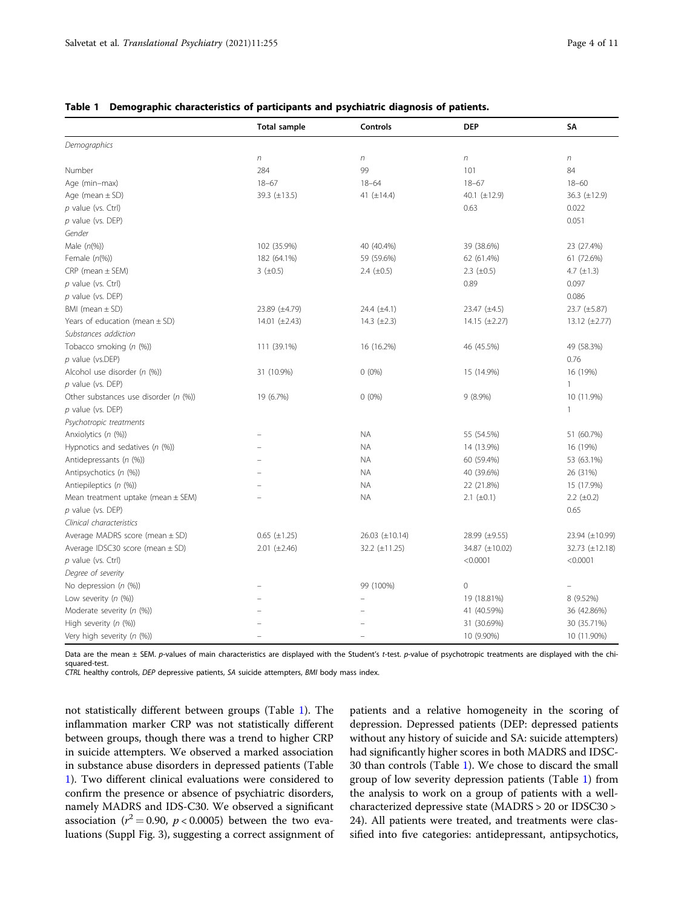**Table 1 Demographic characteristics of participants and psychiatric diagnosis of patients.**

| | Total sample | Controls | DEP | SA |
|---|---|---|---|---|
| *Demographics* | | | | |
| | *n* | *n* | *n* | *n* |
| Number | 284 | 99 | 101 | 84 |
| Age (min–max) | 18–67 | 18–64 | 18–67 | 18–60 |
| Age (mean ± SD) | 39.3 (±13.5) | 41 (±14.4) | 40.1 (±12.9) | 36.3 (±12.9) |
| *p* value (vs. Ctrl) | | | 0.63 | 0.022 |
| *p* value (vs. DEP) | | | | 0.051 |
| *Gender* | | | | |
| Male (*n*(%)) | 102 (35.9%) | 40 (40.4%) | 39 (38.6%) | 23 (27.4%) |
| Female (*n*(%)) | 182 (64.1%) | 59 (59.6%) | 62 (61.4%) | 61 (72.6%) |
| CRP (mean ± SEM) | 3 (±0.5) | 2.4 (±0.5) | 2.3 (±0.5) | 4.7 (±1.3) |
| *p* value (vs. Ctrl) | | | 0.89 | 0.097 |
| *p* value (vs. DEP) | | | | 0.086 |
| BMI (mean ± SD) | 23.89 (±4.79) | 24.4 (±4.1) | 23.47 (±4.5) | 23.7 (±5.87) |
| Years of education (mean ± SD) | 14.01 (±2.43) | 14.3 (±2.3) | 14.15 (±2.27) | 13.12 (±2.77) |
| *Substances addiction* | | | | |
| Tobacco smoking (*n* (%)) | 111 (39.1%) | 16 (16.2%) | 46 (45.5%) | 49 (58.3%) |
| *p* value (vs.DEP) | | | | 0.76 |
| Alcohol use disorder (*n* (%)) | 31 (10.9%) | 0 (0%) | 15 (14.9%) | 16 (19%) |
| *p* value (vs. DEP) | | | | 1 |
| Other substances use disorder (*n* (%)) | 19 (6.7%) | 0 (0%) | 9 (8.9%) | 10 (11.9%) |
| *p* value (vs. DEP) | | | | 1 |
| *Psychotropic treatments* | | | | |
| Anxiolytics (*n* (%)) | – | NA | 55 (54.5%) | 51 (60.7%) |
| Hypnotics and sedatives (*n* (%)) | – | NA | 14 (13.9%) | 16 (19%) |
| Antidepressants (*n* (%)) | – | NA | 60 (59.4%) | 53 (63.1%) |
| Antipsychotics (*n* (%)) | – | NA | 40 (39.6%) | 26 (31%) |
| Antiepileptics (*n* (%)) | – | NA | 22 (21.8%) | 15 (17.9%) |
| Mean treatment uptake (mean ± SEM) | – | NA | 2.1 (±0.1) | 2.2 (±0.2) |
| *p* value (vs. DEP) | | | | 0.65 |
| *Clinical characteristics* | | | | |
| Average MADRS score (mean ± SD) | 0.65 (±1.25) | 26.03 (±10.14) | 28.99 (±9.55) | 23.94 (±10.99) |
| Average IDSC30 score (mean ± SD) | 2.01 (±2.46) | 32.2 (±11.25) | 34.87 (±10.02) | 32.73 (±12.18) |
| *p* value (vs. Ctrl) | | | <0.0001 | <0.0001 |
| *Degree of severity* | | | | |
| No depression (*n* (%)) | – | 99 (100%) | 0 | – |
| Low severity (*n* (%)) | – | – | 19 (18.81%) | 8 (9.52%) |
| Moderate severity (*n* (%)) | – | – | 41 (40.59%) | 36 (42.86%) |
| High severity (*n* (%)) | – | – | 31 (30.69%) | 30 (35.71%) |
| Very high severity (*n* (%)) | – | – | 10 (9.90%) | 10 (11.90%) |

Data are the mean ± SEM. *p*-values of main characteristics are displayed with the Student's *t*-test. *p*-value of psychotropic treatments are displayed with the chi-squared-test.
*CTRL* healthy controls, *DEP* depressive patients, *SA* suicide attempters, *BMI* body mass index.

not statistically different between groups (Table 1). The inflammation marker CRP was not statistically different between groups, though there was a trend to higher CRP in suicide attempters. We observed a marked association in substance abuse disorders in depressed patients (Table 1). Two different clinical evaluations were considered to confirm the presence or absence of psychiatric disorders, namely MADRS and IDS-C30. We observed a significant association ($r^2 = 0.90$, $p < 0.0005$) between the two evaluations (Suppl Fig. 3), suggesting a correct assignment of patients and a relative homogeneity in the scoring of depression. Depressed patients (DEP: depressed patients without any history of suicide and SA: suicide attempters) had significantly higher scores in both MADRS and IDSC-30 than controls (Table 1). We chose to discard the small group of low severity depression patients (Table 1) from the analysis to work on a group of patients with a well-characterized depressive state (MADRS > 20 or IDSC30 > 24). All patients were treated, and treatments were classified into five categories: antidepressant, antipsychotics,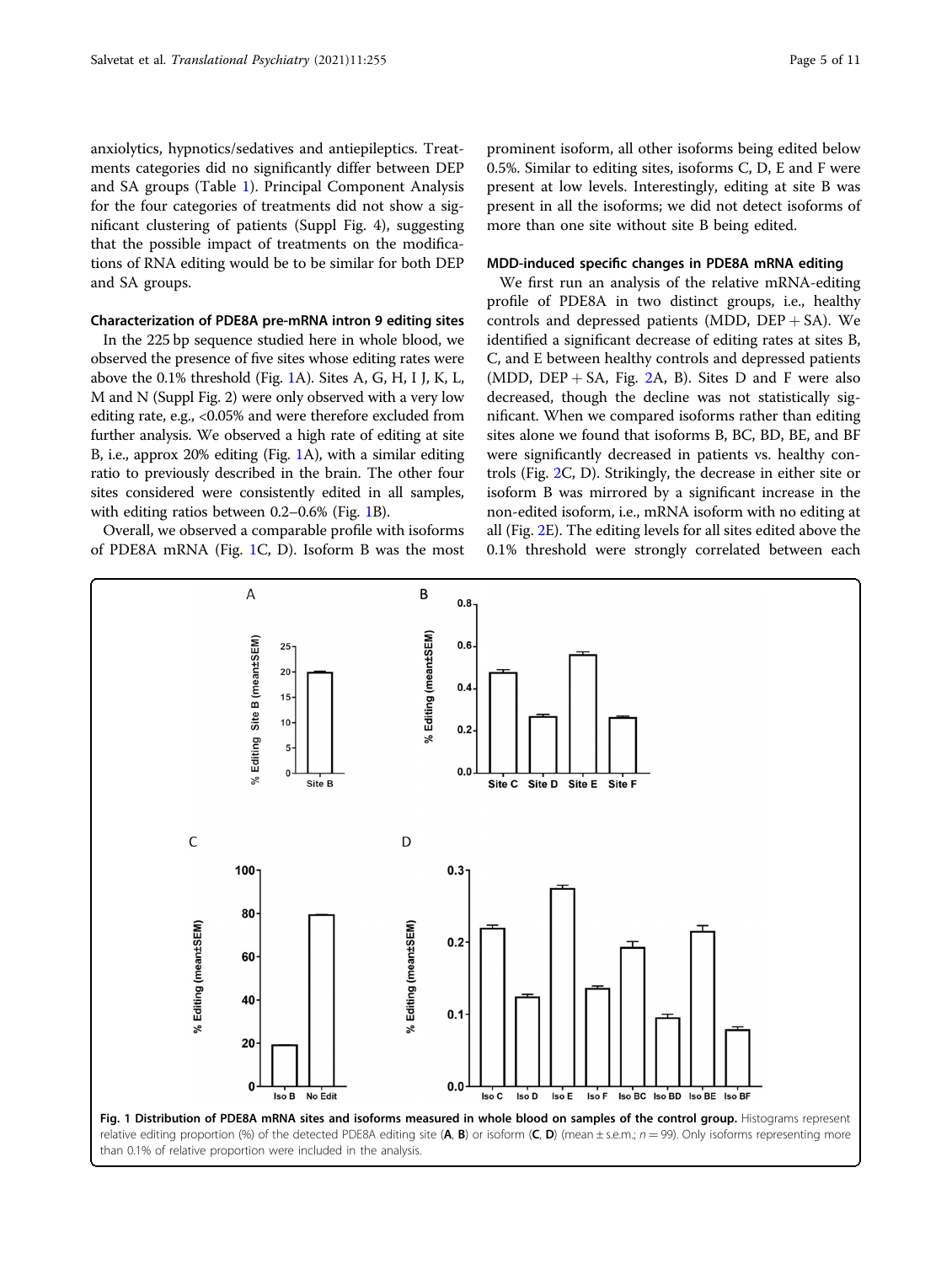anxiolytics, hypnotics/sedatives and antiepileptics. Treatments categories did no significantly differ between DEP and SA groups (Table 1). Principal Component Analysis for the four categories of treatments did not show a significant clustering of patients (Suppl Fig. 4), suggesting that the possible impact of treatments on the modifications of RNA editing would be to be similar for both DEP and SA groups.

### Characterization of PDE8A pre-mRNA intron 9 editing sites

In the 225 bp sequence studied here in whole blood, we observed the presence of five sites whose editing rates were above the 0.1% threshold (Fig. 1A). Sites A, G, H, I J, K, L, M and N (Suppl Fig. 2) were only observed with a very low editing rate, e.g., <0.05% and were therefore excluded from further analysis. We observed a high rate of editing at site B, i.e., approx 20% editing (Fig. 1A), with a similar editing ratio to previously described in the brain. The other four sites considered were consistently edited in all samples, with editing ratios between 0.2–0.6% (Fig. 1B).

Overall, we observed a comparable profile with isoforms of PDE8A mRNA (Fig. 1C, D). Isoform B was the most prominent isoform, all other isoforms being edited below 0.5%. Similar to editing sites, isoforms C, D, E and F were present at low levels. Interestingly, editing at site B was present in all the isoforms; we did not detect isoforms of more than one site without site B being edited.

### MDD-induced specific changes in PDE8A mRNA editing

We first run an analysis of the relative mRNA-editing profile of PDE8A in two distinct groups, i.e., healthy controls and depressed patients (MDD, DEP + SA). We identified a significant decrease of editing rates at sites B, C, and E between healthy controls and depressed patients (MDD, DEP + SA, Fig. 2A, B). Sites D and F were also decreased, though the decline was not statistically significant. When we compared isoforms rather than editing sites alone we found that isoforms B, BC, BD, BE, and BF were significantly decreased in patients vs. healthy controls (Fig. 2C, D). Strikingly, the decrease in either site or isoform B was mirrored by a significant increase in the non-edited isoform, i.e., mRNA isoform with no editing at all (Fig. 2E). The editing levels for all sites edited above the 0.1% threshold were strongly correlated between each

**Fig. 1 Distribution of PDE8A mRNA sites and isoforms measured in whole blood on samples of the control group.** Histograms represent relative editing proportion (%) of the detected PDE8A editing site (**A**, **B**) or isoform (**C**, **D**) (mean ± s.e.m.; $n = 99$). Only isoforms representing more than 0.1% of relative proportion were included in the analysis.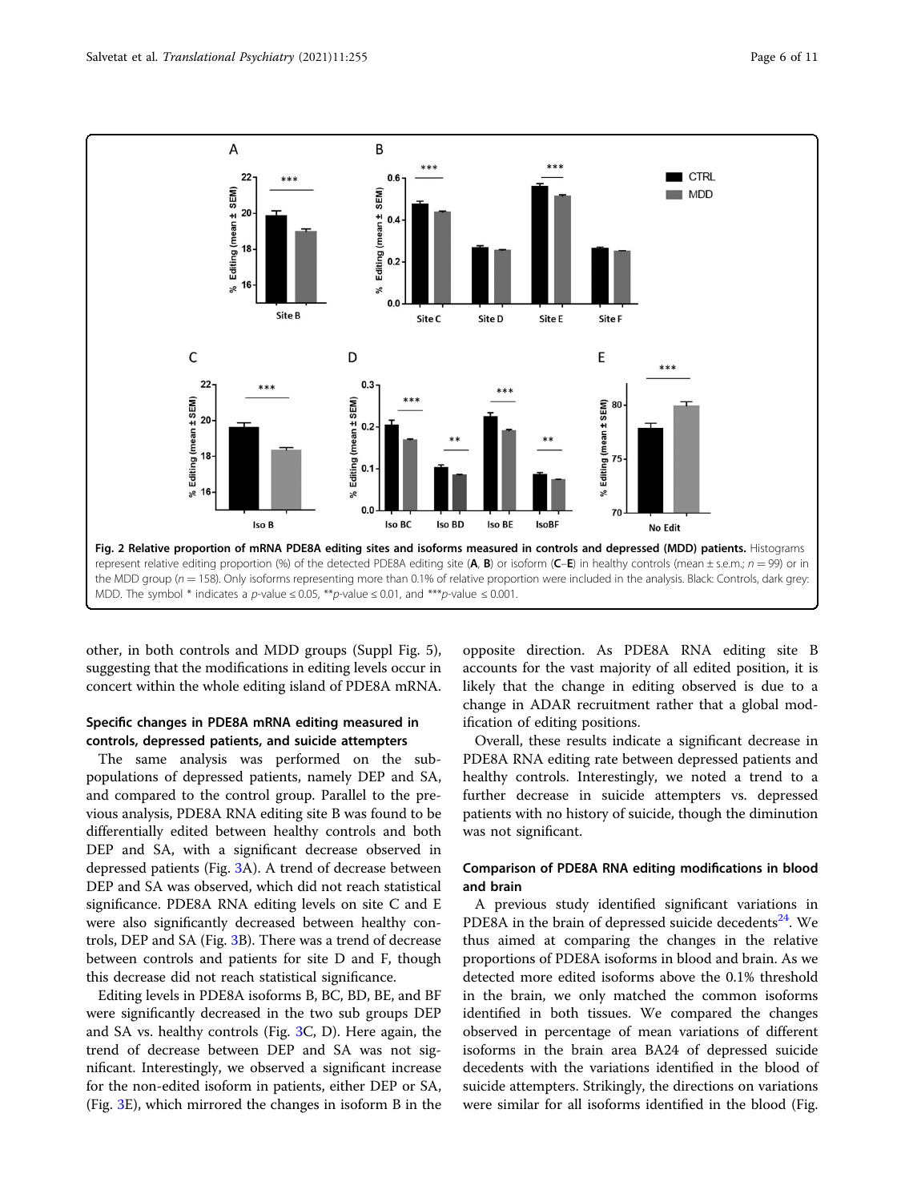**Fig. 2 Relative proportion of mRNA PDE8A editing sites and isoforms measured in controls and depressed (MDD) patients.** Histograms represent relative editing proportion (%) of the detected PDE8A editing site (**A**, **B**) or isoform (**C**–**E**) in healthy controls (mean ± s.e.m.; $n = 99$) or in the MDD group ($n = 158$). Only isoforms representing more than 0.1% of relative proportion were included in the analysis. Black: Controls, dark grey: MDD. The symbol * indicates a $p$-value ≤ 0.05, ***p*-value ≤ 0.01, and ****p*-value ≤ 0.001.

other, in both controls and MDD groups (Suppl Fig. 5), suggesting that the modifications in editing levels occur in concert within the whole editing island of PDE8A mRNA.

### Specific changes in PDE8A mRNA editing measured in controls, depressed patients, and suicide attempters

The same analysis was performed on the sub-populations of depressed patients, namely DEP and SA, and compared to the control group. Parallel to the previous analysis, PDE8A RNA editing site B was found to be differentially edited between healthy controls and both DEP and SA, with a significant decrease observed in depressed patients (Fig. 3A). A trend of decrease between DEP and SA was observed, which did not reach statistical significance. PDE8A RNA editing levels on site C and E were also significantly decreased between healthy controls, DEP and SA (Fig. 3B). There was a trend of decrease between controls and patients for site D and F, though this decrease did not reach statistical significance.

Editing levels in PDE8A isoforms B, BC, BD, BE, and BF were significantly decreased in the two sub groups DEP and SA vs. healthy controls (Fig. 3C, D). Here again, the trend of decrease between DEP and SA was not significant. Interestingly, we observed a significant increase for the non-edited isoform in patients, either DEP or SA, (Fig. 3E), which mirrored the changes in isoform B in the opposite direction. As PDE8A RNA editing site B accounts for the vast majority of all edited position, it is likely that the change in editing observed is due to a change in ADAR recruitment rather that a global modification of editing positions.

Overall, these results indicate a significant decrease in PDE8A RNA editing rate between depressed patients and healthy controls. Interestingly, we noted a trend to a further decrease in suicide attempters vs. depressed patients with no history of suicide, though the diminution was not significant.

### Comparison of PDE8A RNA editing modifications in blood and brain

A previous study identified significant variations in PDE8A in the brain of depressed suicide decedents[24]. We thus aimed at comparing the changes in the relative proportions of PDE8A isoforms in blood and brain. As we detected more edited isoforms above the 0.1% threshold in the brain, we only matched the common isoforms identified in both tissues. We compared the changes observed in percentage of mean variations of different isoforms in the brain area BA24 of depressed suicide decedents with the variations identified in the blood of suicide attempters. Strikingly, the directions on variations were similar for all isoforms identified in the blood (Fig.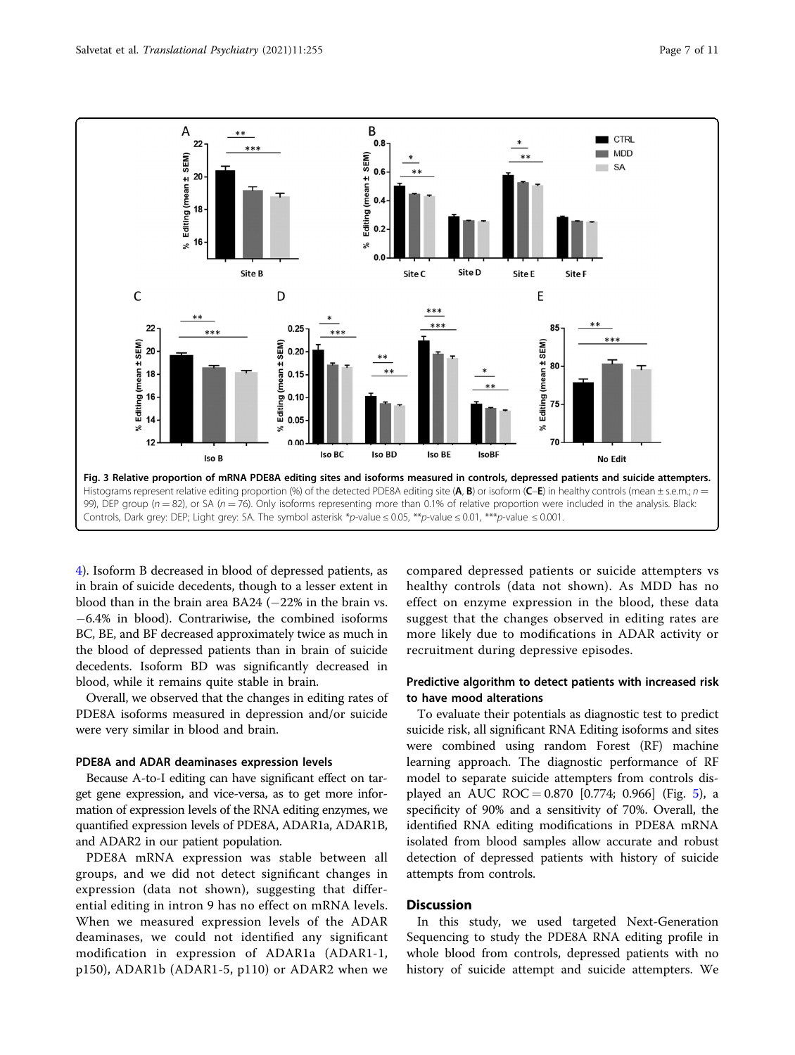**Fig. 3 Relative proportion of mRNA PDE8A editing sites and isoforms measured in controls, depressed patients and suicide attempters.** Histograms represent relative editing proportion (%) of the detected PDE8A editing site (**A**, **B**) or isoform (**C**–**E**) in healthy controls (mean ± s.e.m.; $n$ = 99), DEP group ($n$ = 82), or SA ($n$ = 76). Only isoforms representing more than 0.1% of relative proportion were included in the analysis. Black: Controls, Dark grey: DEP; Light grey: SA. The symbol asterisk *$p$-value ≤ 0.05, **$p$-value ≤ 0.01, ***$p$-value ≤ 0.001.

4). Isoform B decreased in blood of depressed patients, as in brain of suicide decedents, though to a lesser extent in blood than in the brain area BA24 (−22% in the brain vs. −6.4% in blood). Contrariwise, the combined isoforms BC, BE, and BF decreased approximately twice as much in the blood of depressed patients than in brain of suicide decedents. Isoform BD was significantly decreased in blood, while it remains quite stable in brain.

Overall, we observed that the changes in editing rates of PDE8A isoforms measured in depression and/or suicide were very similar in blood and brain.

#### PDE8A and ADAR deaminases expression levels

Because A-to-I editing can have significant effect on target gene expression, and vice-versa, as to get more information of expression levels of the RNA editing enzymes, we quantified expression levels of PDE8A, ADAR1a, ADAR1B, and ADAR2 in our patient population.

PDE8A mRNA expression was stable between all groups, and we did not detect significant changes in expression (data not shown), suggesting that differential editing in intron 9 has no effect on mRNA levels. When we measured expression levels of the ADAR deaminases, we could not identified any significant modification in expression of ADAR1a (ADAR1-1, p150), ADAR1b (ADAR1-5, p110) or ADAR2 when we compared depressed patients or suicide attempters vs healthy controls (data not shown). As MDD has no effect on enzyme expression in the blood, these data suggest that the changes observed in editing rates are more likely due to modifications in ADAR activity or recruitment during depressive episodes.

#### Predictive algorithm to detect patients with increased risk to have mood alterations

To evaluate their potentials as diagnostic test to predict suicide risk, all significant RNA Editing isoforms and sites were combined using random Forest (RF) machine learning approach. The diagnostic performance of RF model to separate suicide attempters from controls displayed an AUC ROC = 0.870 [0.774; 0.966] (Fig. 5), a specificity of 90% and a sensitivity of 70%. Overall, the identified RNA editing modifications in PDE8A mRNA isolated from blood samples allow accurate and robust detection of depressed patients with history of suicide attempts from controls.

## Discussion

In this study, we used targeted Next-Generation Sequencing to study the PDE8A RNA editing profile in whole blood from controls, depressed patients with no history of suicide attempt and suicide attempters. We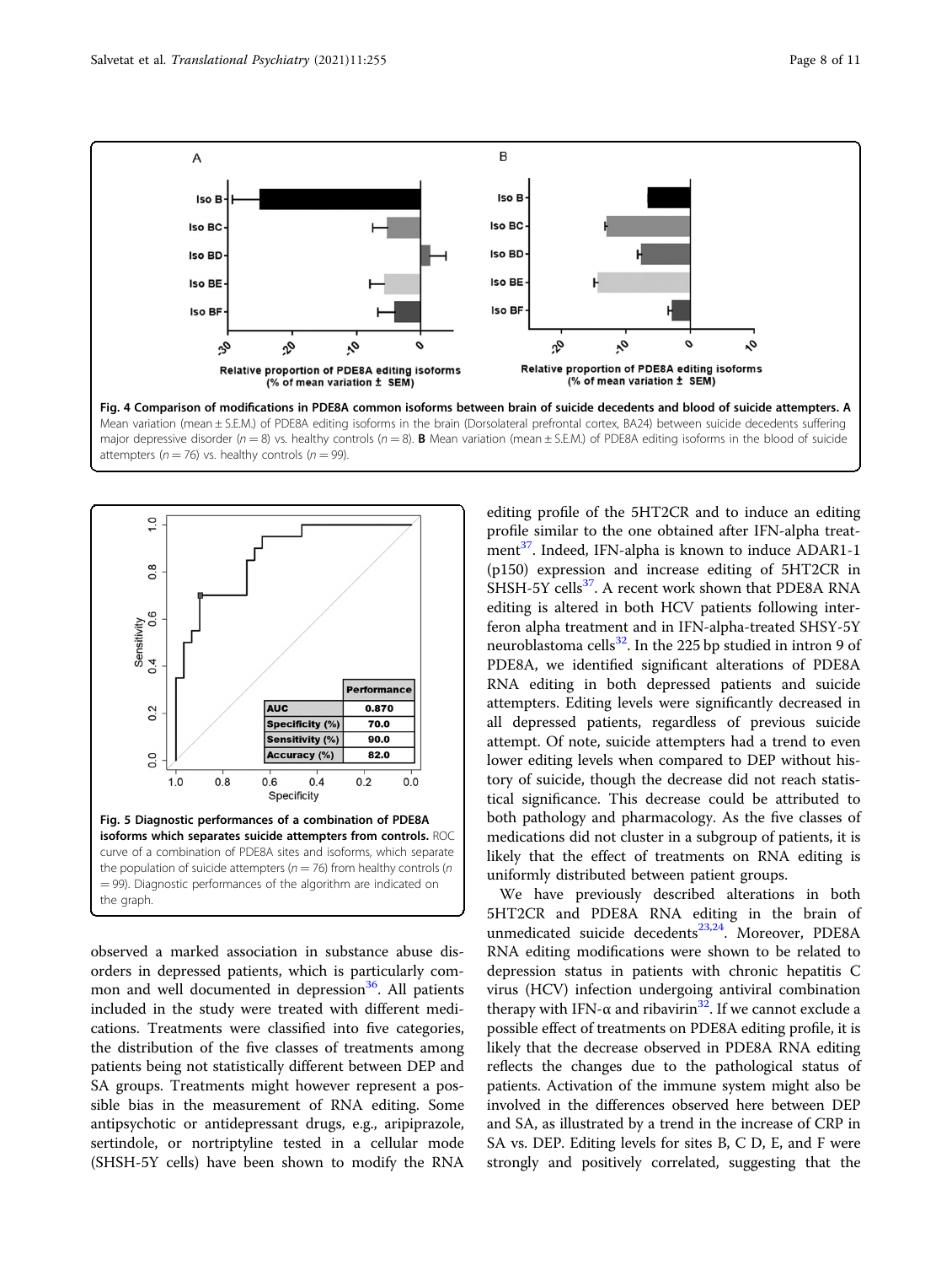**Fig. 4 Comparison of modifications in PDE8A common isoforms between brain of suicide decedents and blood of suicide attempters. A** Mean variation (mean ± S.E.M.) of PDE8A editing isoforms in the brain (Dorsolateral prefrontal cortex, BA24) between suicide decedents suffering major depressive disorder ($n = 8$) vs. healthy controls ($n = 8$). **B** Mean variation (mean ± S.E.M.) of PDE8A editing isoforms in the blood of suicide attempters ($n = 76$) vs. healthy controls ($n = 99$).

| | Performance |
|---|---|
| AUC | 0.870 |
| Specificity (%) | 70.0 |
| Sensitivity (%) | 90.0 |
| Accuracy (%) | 82.0 |

**Fig. 5 Diagnostic performances of a combination of PDE8A isoforms which separates suicide attempters from controls.** ROC curve of a combination of PDE8A sites and isoforms, which separate the population of suicide attempters ($n = 76$) from healthy controls ($n = 99$). Diagnostic performances of the algorithm are indicated on the graph.

observed a marked association in substance abuse disorders in depressed patients, which is particularly common and well documented in depression[36]. All patients included in the study were treated with different medications. Treatments were classified into five categories, the distribution of the five classes of treatments among patients being not statistically different between DEP and SA groups. Treatments might however represent a possible bias in the measurement of RNA editing. Some antipsychotic or antidepressant drugs, e.g., aripiprazole, sertindole, or nortriptyline tested in a cellular mode (SHSH-5Y cells) have been shown to modify the RNA editing profile of the 5HT2CR and to induce an editing profile similar to the one obtained after IFN-alpha treatment[37]. Indeed, IFN-alpha is known to induce ADAR1-1 (p150) expression and increase editing of 5HT2CR in SHSH-5Y cells[37]. A recent work shown that PDE8A RNA editing is altered in both HCV patients following interferon alpha treatment and in IFN-alpha-treated SHSY-5Y neuroblastoma cells[32]. In the 225 bp studied in intron 9 of PDE8A, we identified significant alterations of PDE8A RNA editing in both depressed patients and suicide attempters. Editing levels were significantly decreased in all depressed patients, regardless of previous suicide attempt. Of note, suicide attempters had a trend to even lower editing levels when compared to DEP without history of suicide, though the decrease did not reach statistical significance. This decrease could be attributed to both pathology and pharmacology. As the five classes of medications did not cluster in a subgroup of patients, it is likely that the effect of treatments on RNA editing is uniformly distributed between patient groups.

We have previously described alterations in both 5HT2CR and PDE8A RNA editing in the brain of unmedicated suicide decedents[23,24]. Moreover, PDE8A RNA editing modifications were shown to be related to depression status in patients with chronic hepatitis C virus (HCV) infection undergoing antiviral combination therapy with IFN-α and ribavirin[32]. If we cannot exclude a possible effect of treatments on PDE8A editing profile, it is likely that the decrease observed in PDE8A RNA editing reflects the changes due to the pathological status of patients. Activation of the immune system might also be involved in the differences observed here between DEP and SA, as illustrated by a trend in the increase of CRP in SA vs. DEP. Editing levels for sites B, C D, E, and F were strongly and positively correlated, suggesting that the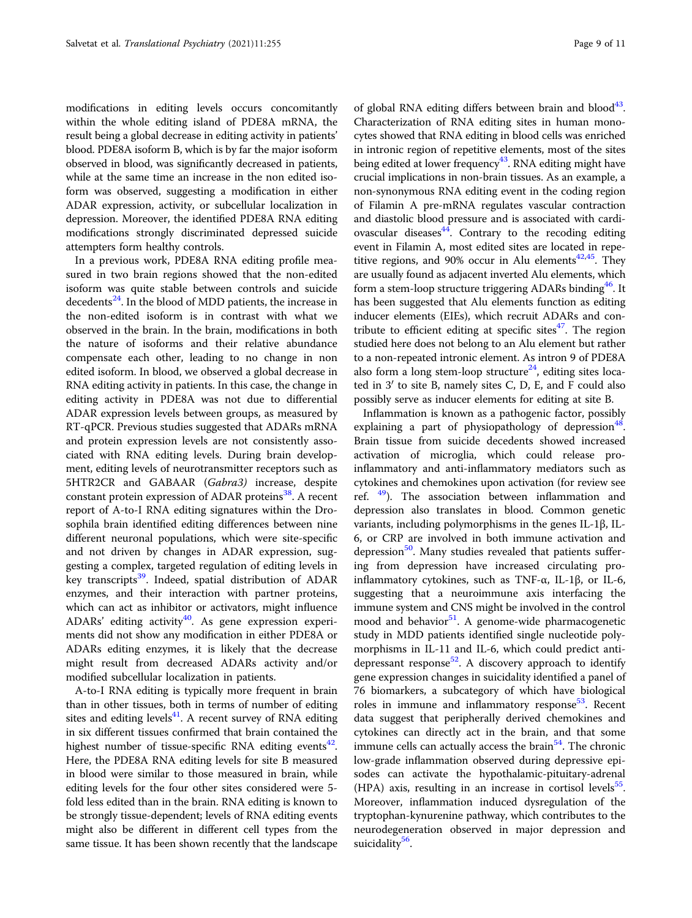modifications in editing levels occurs concomitantly within the whole editing island of PDE8A mRNA, the result being a global decrease in editing activity in patients' blood. PDE8A isoform B, which is by far the major isoform observed in blood, was significantly decreased in patients, while at the same time an increase in the non edited isoform was observed, suggesting a modification in either ADAR expression, activity, or subcellular localization in depression. Moreover, the identified PDE8A RNA editing modifications strongly discriminated depressed suicide attempters form healthy controls.

In a previous work, PDE8A RNA editing profile measured in two brain regions showed that the non-edited isoform was quite stable between controls and suicide decedents[24]. In the blood of MDD patients, the increase in the non-edited isoform is in contrast with what we observed in the brain. In the brain, modifications in both the nature of isoforms and their relative abundance compensate each other, leading to no change in non edited isoform. In blood, we observed a global decrease in RNA editing activity in patients. In this case, the change in editing activity in PDE8A was not due to differential ADAR expression levels between groups, as measured by RT-qPCR. Previous studies suggested that ADARs mRNA and protein expression levels are not consistently associated with RNA editing levels. During brain development, editing levels of neurotransmitter receptors such as 5HTR2CR and GABAAR (*Gabra3)* increase, despite constant protein expression of ADAR proteins[38]. A recent report of A-to-I RNA editing signatures within the Drosophila brain identified editing differences between nine different neuronal populations, which were site-specific and not driven by changes in ADAR expression, suggesting a complex, targeted regulation of editing levels in key transcripts[39]. Indeed, spatial distribution of ADAR enzymes, and their interaction with partner proteins, which can act as inhibitor or activators, might influence ADARs' editing activity[40]. As gene expression experiments did not show any modification in either PDE8A or ADARs editing enzymes, it is likely that the decrease might result from decreased ADARs activity and/or modified subcellular localization in patients.

A-to-I RNA editing is typically more frequent in brain than in other tissues, both in terms of number of editing sites and editing levels[41]. A recent survey of RNA editing in six different tissues confirmed that brain contained the highest number of tissue-specific RNA editing events[42]. Here, the PDE8A RNA editing levels for site B measured in blood were similar to those measured in brain, while editing levels for the four other sites considered were 5-fold less edited than in the brain. RNA editing is known to be strongly tissue-dependent; levels of RNA editing events might also be different in different cell types from the same tissue. It has been shown recently that the landscape of global RNA editing differs between brain and blood[43]. Characterization of RNA editing sites in human monocytes showed that RNA editing in blood cells was enriched in intronic region of repetitive elements, most of the sites being edited at lower frequency[43]. RNA editing might have crucial implications in non-brain tissues. As an example, a non-synonymous RNA editing event in the coding region of Filamin A pre-mRNA regulates vascular contraction and diastolic blood pressure and is associated with cardiovascular diseases[44]. Contrary to the recoding editing event in Filamin A, most edited sites are located in repetitive regions, and 90% occur in Alu elements[42,45]. They are usually found as adjacent inverted Alu elements, which form a stem-loop structure triggering ADARs binding[46]. It has been suggested that Alu elements function as editing inducer elements (EIEs), which recruit ADARs and contribute to efficient editing at specific sites[47]. The region studied here does not belong to an Alu element but rather to a non-repeated intronic element. As intron 9 of PDE8A also form a long stem-loop structure[24], editing sites located in 3′ to site B, namely sites C, D, E, and F could also possibly serve as inducer elements for editing at site B.

Inflammation is known as a pathogenic factor, possibly explaining a part of physiopathology of depression[48]. Brain tissue from suicide decedents showed increased activation of microglia, which could release pro-inflammatory and anti-inflammatory mediators such as cytokines and chemokines upon activation (for review see ref. [49]). The association between inflammation and depression also translates in blood. Common genetic variants, including polymorphisms in the genes IL-1β, IL-6, or CRP are involved in both immune activation and depression[50]. Many studies revealed that patients suffering from depression have increased circulating pro-inflammatory cytokines, such as TNF-α, IL-1β, or IL-6, suggesting that a neuroimmune axis interfacing the immune system and CNS might be involved in the control mood and behavior[51]. A genome-wide pharmacogenetic study in MDD patients identified single nucleotide polymorphisms in IL-11 and IL-6, which could predict antidepressant response[52]. A discovery approach to identify gene expression changes in suicidality identified a panel of 76 biomarkers, a subcategory of which have biological roles in immune and inflammatory response[53]. Recent data suggest that peripherally derived chemokines and cytokines can directly act in the brain, and that some immune cells can actually access the brain[54]. The chronic low-grade inflammation observed during depressive episodes can activate the hypothalamic-pituitary-adrenal (HPA) axis, resulting in an increase in cortisol levels[55]. Moreover, inflammation induced dysregulation of the tryptophan-kynurenine pathway, which contributes to the neurodegeneration observed in major depression and suicidality[56].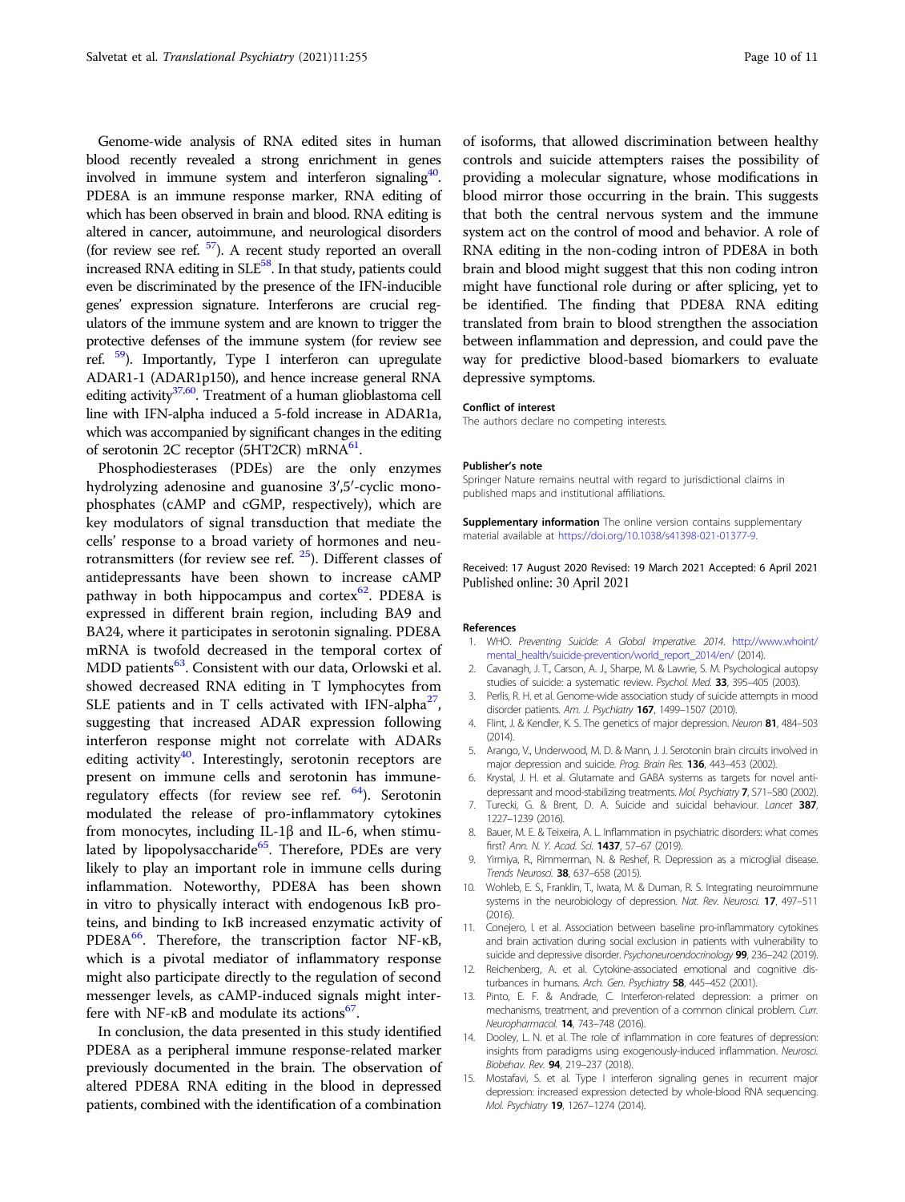Genome-wide analysis of RNA edited sites in human blood recently revealed a strong enrichment in genes involved in immune system and interferon signaling[40]. PDE8A is an immune response marker, RNA editing of which has been observed in brain and blood. RNA editing is altered in cancer, autoimmune, and neurological disorders (for review see ref. [57]). A recent study reported an overall increased RNA editing in SLE[58]. In that study, patients could even be discriminated by the presence of the IFN-inducible genes' expression signature. Interferons are crucial regulators of the immune system and are known to trigger the protective defenses of the immune system (for review see ref. [59]). Importantly, Type I interferon can upregulate ADAR1-1 (ADAR1p150), and hence increase general RNA editing activity[37,60]. Treatment of a human glioblastoma cell line with IFN-alpha induced a 5-fold increase in ADAR1a, which was accompanied by significant changes in the editing of serotonin 2C receptor (5HT2CR) mRNA[61].

Phosphodiesterases (PDEs) are the only enzymes hydrolyzing adenosine and guanosine 3′,5′-cyclic monophosphates (cAMP and cGMP, respectively), which are key modulators of signal transduction that mediate the cells' response to a broad variety of hormones and neurotransmitters (for review see ref. [25]). Different classes of antidepressants have been shown to increase cAMP pathway in both hippocampus and cortex[62]. PDE8A is expressed in different brain region, including BA9 and BA24, where it participates in serotonin signaling. PDE8A mRNA is twofold decreased in the temporal cortex of MDD patients[63]. Consistent with our data, Orlowski et al. showed decreased RNA editing in T lymphocytes from SLE patients and in T cells activated with IFN-alpha[27], suggesting that increased ADAR expression following interferon response might not correlate with ADARs editing activity[40]. Interestingly, serotonin receptors are present on immune cells and serotonin has immune-regulatory effects (for review see ref. [64]). Serotonin modulated the release of pro-inflammatory cytokines from monocytes, including IL-1β and IL-6, when stimulated by lipopolysaccharide[65]. Therefore, PDEs are very likely to play an important role in immune cells during inflammation. Noteworthy, PDE8A has been shown in vitro to physically interact with endogenous IκB proteins, and binding to IκB increased enzymatic activity of PDE8A[66]. Therefore, the transcription factor NF-κB, which is a pivotal mediator of inflammatory response might also participate directly to the regulation of second messenger levels, as cAMP-induced signals might interfere with NF-κB and modulate its actions[67].

In conclusion, the data presented in this study identified PDE8A as a peripheral immune response-related marker previously documented in the brain. The observation of altered PDE8A RNA editing in the blood in depressed patients, combined with the identification of a combination of isoforms, that allowed discrimination between healthy controls and suicide attempters raises the possibility of providing a molecular signature, whose modifications in blood mirror those occurring in the brain. This suggests that both the central nervous system and the immune system act on the control of mood and behavior. A role of RNA editing in the non-coding intron of PDE8A in both brain and blood might suggest that this non coding intron might have functional role during or after splicing, yet to be identified. The finding that PDE8A RNA editing translated from brain to blood strengthen the association between inflammation and depression, and could pave the way for predictive blood-based biomarkers to evaluate depressive symptoms.

#### Conflict of interest

The authors declare no competing interests.

#### Publisher's note

Springer Nature remains neutral with regard to jurisdictional claims in published maps and institutional affiliations.

**Supplementary information** The online version contains supplementary material available at https://doi.org/10.1038/s41398-021-01377-9.

Received: 17 August 2020 Revised: 19 March 2021 Accepted: 6 April 2021
Published online: 30 April 2021

#### References

1. WHO. *Preventing Suicide: A Global Imperative. 2014.* http://www.whoint/mental_health/suicide-prevention/world_report_2014/en/ (2014).
2. Cavanagh, J. T., Carson, A. J., Sharpe, M. & Lawrie, S. M. Psychological autopsy studies of suicide: a systematic review. *Psychol. Med.* **33**, 395–405 (2003).
3. Perlis, R. H. et al. Genome-wide association study of suicide attempts in mood disorder patients. *Am. J. Psychiatry* **167**, 1499–1507 (2010).
4. Flint, J. & Kendler, K. S. The genetics of major depression. *Neuron* **81**, 484–503 (2014).
5. Arango, V., Underwood, M. D. & Mann, J. J. Serotonin brain circuits involved in major depression and suicide. *Prog. Brain Res.* **136**, 443–453 (2002).
6. Krystal, J. H. et al. Glutamate and GABA systems as targets for novel antidepressant and mood-stabilizing treatments. *Mol. Psychiatry* **7**, S71–S80 (2002).
7. Turecki, G. & Brent, D. A. Suicide and suicidal behaviour. *Lancet* **387**, 1227–1239 (2016).
8. Bauer, M. E. & Teixeira, A. L. Inflammation in psychiatric disorders: what comes first? *Ann. N. Y. Acad. Sci.* **1437**, 57–67 (2019).
9. Yirmiya, R., Rimmerman, N. & Reshef, R. Depression as a microglial disease. *Trends Neurosci.* **38**, 637–658 (2015).
10. Wohleb, E. S., Franklin, T., Iwata, M. & Duman, R. S. Integrating neuroimmune systems in the neurobiology of depression. *Nat. Rev. Neurosci.* **17**, 497–511 (2016).
11. Conejero, I. et al. Association between baseline pro-inflammatory cytokines and brain activation during social exclusion in patients with vulnerability to suicide and depressive disorder. *Psychoneuroendocrinology* **99**, 236–242 (2019).
12. Reichenberg, A. et al. Cytokine-associated emotional and cognitive disturbances in humans. *Arch. Gen. Psychiatry* **58**, 445–452 (2001).
13. Pinto, E. F. & Andrade, C. Interferon-related depression: a primer on mechanisms, treatment, and prevention of a common clinical problem. *Curr. Neuropharmacol.* **14**, 743–748 (2016).
14. Dooley, L. N. et al. The role of inflammation in core features of depression: insights from paradigms using exogenously-induced inflammation. *Neurosci. Biobehav. Rev.* **94**, 219–237 (2018).
15. Mostafavi, S. et al. Type I interferon signaling genes in recurrent major depression: increased expression detected by whole-blood RNA sequencing. *Mol. Psychiatry* **19**, 1267–1274 (2014).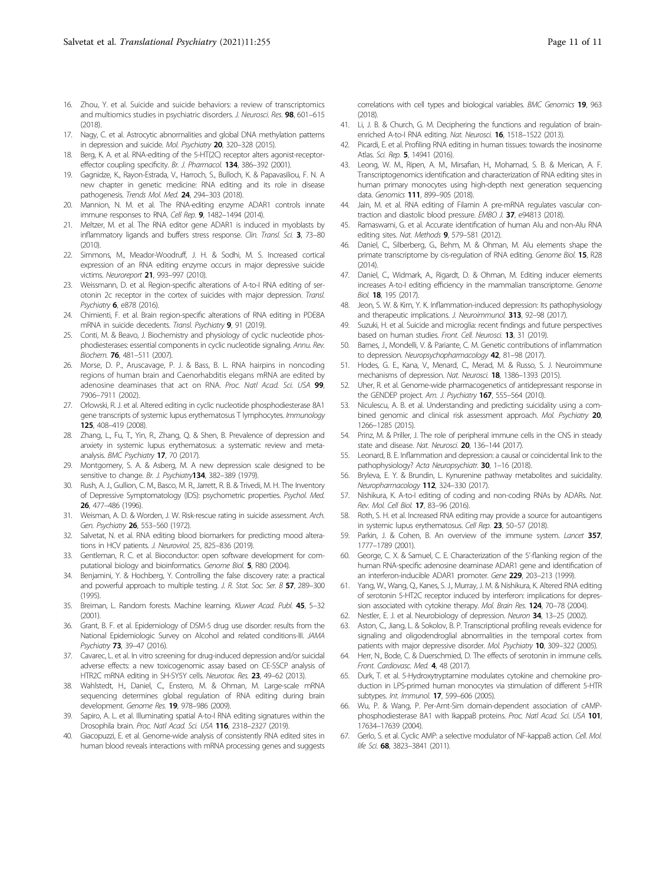16. Zhou, Y. et al. Suicide and suicide behaviors: a review of transcriptomics and multiomics studies in psychiatric disorders. *J. Neurosci. Res.* **98**, 601–615 (2018).
17. Nagy, C. et al. Astrocytic abnormalities and global DNA methylation patterns in depression and suicide. *Mol. Psychiatry* **20**, 320–328 (2015).
18. Berg, K. A. et al. RNA-editing of the 5-HT(2C) receptor alters agonist-receptor-effector coupling specificity. *Br. J. Pharmacol.* **134**, 386–392 (2001).
19. Gagnidze, K., Rayon-Estrada, V., Harroch, S., Bulloch, K. & Papavasiliou, F. N. A new chapter in genetic medicine: RNA editing and its role in disease pathogenesis. *Trends Mol. Med.* **24**, 294–303 (2018).
20. Mannion, N. M. et al. The RNA-editing enzyme ADAR1 controls innate immune responses to RNA. *Cell Rep.* **9**, 1482–1494 (2014).
21. Meltzer, M. et al. The RNA editor gene ADAR1 is induced in myoblasts by inflammatory ligands and buffers stress response. *Clin. Transl. Sci.* **3**, 73–80 (2010).
22. Simmons, M., Meador-Woodruff, J. H. & Sodhi, M. S. Increased cortical expression of an RNA editing enzyme occurs in major depressive suicide victims. *Neuroreport* **21**, 993–997 (2010).
23. Weissmann, D. et al. Region-specific alterations of A-to-I RNA editing of serotonin 2c receptor in the cortex of suicides with major depression. *Transl. Psychiatry* **6**, e878 (2016).
24. Chimienti, F. et al. Brain region-specific alterations of RNA editing in PDE8A mRNA in suicide decedents. *Transl. Psychiatry* **9**, 91 (2019).
25. Conti, M. & Beavo, J. Biochemistry and physiology of cyclic nucleotide phosphodiesterases: essential components in cyclic nucleotide signaling. *Annu. Rev. Biochem.* **76**, 481–511 (2007).
26. Morse, D. P., Aruscavage, P. J. & Bass, B. L. RNA hairpins in noncoding regions of human brain and Caenorhabditis elegans mRNA are edited by adenosine deaminases that act on RNA. *Proc. Natl Acad. Sci. USA* **99**, 7906–7911 (2002).
27. Orlowski, R. J. et al. Altered editing in cyclic nucleotide phosphodiesterase 8A1 gene transcripts of systemic lupus erythematosus T lymphocytes. *Immunology* **125**, 408–419 (2008).
28. Zhang, L., Fu, T., Yin, R., Zhang, Q. & Shen, B. Prevalence of depression and anxiety in systemic lupus erythematosus: a systematic review and meta-analysis. *BMC Psychiatry* **17**, 70 (2017).
29. Montgomery, S. A. & Asberg, M. A new depression scale designed to be sensitive to change. *Br. J. Psychiatry***134**, 382–389 (1979).
30. Rush, A. J., Gullion, C. M., Basco, M. R., Jarrett, R. B. & Trivedi, M. H. The Inventory of Depressive Symptomatology (IDS): psychometric properties. *Psychol. Med.* **26**, 477–486 (1996).
31. Weisman, A. D. & Worden, J. W. Risk-rescue rating in suicide assessment. *Arch. Gen. Psychiatry* **26**, 553–560 (1972).
32. Salvetat, N. et al. RNA editing blood biomarkers for predicting mood alterations in HCV patients. *J. Neurovirol.* 25, 825–836 (2019).
33. Gentleman, R. C. et al. Bioconductor: open software development for computational biology and bioinformatics. *Genome Biol.* **5**, R80 (2004).
34. Benjamini, Y. & Hochberg, Y. Controlling the false discovery rate: a practical and powerful approach to multiple testing. *J. R. Stat. Soc. Ser. B* **57**, 289–300 (1995).
35. Breiman, L. Random forests. Machine learning. *Kluwer Acad. Publ.* **45**, 5–32 (2001).
36. Grant, B. F. et al. Epidemiology of DSM-5 drug use disorder: results from the National Epidemiologic Survey on Alcohol and related conditions-III. *JAMA Psychiatry* **73**, 39–47 (2016).
37. Cavarec, L. et al. In vitro screening for drug-induced depression and/or suicidal adverse effects: a new toxicogenomic assay based on CE-SSCP analysis of HTR2C mRNA editing in SH-SY5Y cells. *Neurotox. Res.* **23**, 49–62 (2013).
38. Wahlstedt, H., Daniel, C., Enstero, M. & Ohman, M. Large-scale mRNA sequencing determines global regulation of RNA editing during brain development. *Genome Res.* **19**, 978–986 (2009).
39. Sapiro, A. L. et al. Illuminating spatial A-to-I RNA editing signatures within the Drosophila brain. *Proc. Natl Acad. Sci. USA* **116**, 2318–2327 (2019).
40. Giacopuzzi, E. et al. Genome-wide analysis of consistently RNA edited sites in human blood reveals interactions with mRNA processing genes and suggests correlations with cell types and biological variables. *BMC Genomics* **19**, 963 (2018).
41. Li, J. B. & Church, G. M. Deciphering the functions and regulation of brain-enriched A-to-I RNA editing. *Nat. Neurosci.* **16**, 1518–1522 (2013).
42. Picardi, E. et al. Profiling RNA editing in human tissues: towards the inosinome Atlas. *Sci. Rep.* **5**, 14941 (2016).
43. Leong, W. M., Ripen, A. M., Mirsafian, H., Mohamad, S. B. & Merican, A. F. Transcriptogenomics identification and characterization of RNA editing sites in human primary monocytes using high-depth next generation sequencing data. *Genomics* **111**, 899–905 (2018).
44. Jain, M. et al. RNA editing of Filamin A pre-mRNA regulates vascular contraction and diastolic blood pressure. *EMBO J.* **37**, e94813 (2018).
45. Ramaswami, G. et al. Accurate identification of human Alu and non-Alu RNA editing sites. *Nat. Methods* **9**, 579–581 (2012).
46. Daniel, C., Silberberg, G., Behm, M. & Ohman, M. Alu elements shape the primate transcriptome by cis-regulation of RNA editing. *Genome Biol.* **15**, R28 (2014).
47. Daniel, C., Widmark, A., Rigardt, D. & Ohman, M. Editing inducer elements increases A-to-I editing efficiency in the mammalian transcriptome. *Genome Biol.* **18**, 195 (2017).
48. Jeon, S. W. & Kim, Y. K. Inflammation-induced depression: Its pathophysiology and therapeutic implications. *J. Neuroimmunol.* **313**, 92–98 (2017).
49. Suzuki, H. et al. Suicide and microglia: recent findings and future perspectives based on human studies. *Front. Cell. Neurosci.* **13**, 31 (2019).
50. Barnes, J., Mondelli, V. & Pariante, C. M. Genetic contributions of inflammation to depression. *Neuropsychopharmacology* **42**, 81–98 (2017).
51. Hodes, G. E., Kana, V., Menard, C., Merad, M. & Russo, S. J. Neuroimmune mechanisms of depression. *Nat. Neurosci.* **18**, 1386–1393 (2015).
52. Uher, R. et al. Genome-wide pharmacogenetics of antidepressant response in the GENDEP project. *Am. J. Psychiatry* **167**, 555–564 (2010).
53. Niculescu, A. B. et al. Understanding and predicting suicidality using a combined genomic and clinical risk assessment approach. *Mol. Psychiatry* **20**, 1266–1285 (2015).
54. Prinz, M. & Priller, J. The role of peripheral immune cells in the CNS in steady state and disease. *Nat. Neurosci.* **20**, 136–144 (2017).
55. Leonard, B. E. Inflammation and depression: a causal or coincidental link to the pathophysiology? *Acta Neuropsychiatr.* **30**, 1–16 (2018).
56. Bryleva, E. Y. & Brundin, L. Kynurenine pathway metabolites and suicidality. *Neuropharmacology* **112**, 324–330 (2017).
57. Nishikura, K. A-to-I editing of coding and non-coding RNAs by ADARs. *Nat. Rev. Mol. Cell Biol.* **17**, 83–96 (2016).
58. Roth, S. H. et al. Increased RNA editing may provide a source for autoantigens in systemic lupus erythematosus. *Cell Rep.* **23**, 50–57 (2018).
59. Parkin, J. & Cohen, B. An overview of the immune system. *Lancet* **357**, 1777–1789 (2001).
60. George, C. X. & Samuel, C. E. Characterization of the 5'-flanking region of the human RNA-specific adenosine deaminase ADAR1 gene and identification of an interferon-inducible ADAR1 promoter. *Gene* **229**, 203–213 (1999).
61. Yang, W., Wang, Q., Kanes, S. J., Murray, J. M. & Nishikura, K. Altered RNA editing of serotonin 5-HT2C receptor induced by interferon: implications for depression associated with cytokine therapy. *Mol. Brain Res.* **124**, 70–78 (2004).
62. Nestler, E. J. et al. Neurobiology of depression. *Neuron* **34**, 13–25 (2002).
63. Aston, C., Jiang, L. & Sokolov, B. P. Transcriptional profiling reveals evidence for signaling and oligodendroglial abnormalities in the temporal cortex from patients with major depressive disorder. *Mol. Psychiatry* **10**, 309–322 (2005).
64. Herr, N., Bode, C. & Duerschmied, D. The effects of serotonin in immune cells. *Front. Cardiovasc. Med.* **4**, 48 (2017).
65. Durk, T. et al. 5-Hydroxytryptamine modulates cytokine and chemokine production in LPS-primed human monocytes via stimulation of different 5-HTR subtypes. *Int. Immunol.* **17**, 599–606 (2005).
66. Wu, P. & Wang, P. Per-Arnt-Sim domain-dependent association of cAMP-phosphodiesterase 8A1 with IkappaB proteins. *Proc. Natl Acad. Sci. USA* **101**, 17634–17639 (2004).
67. Gerlo, S. et al. Cyclic AMP: a selective modulator of NF-kappaB action. *Cell. Mol. life Sci.* **68**, 3823–3841 (2011).